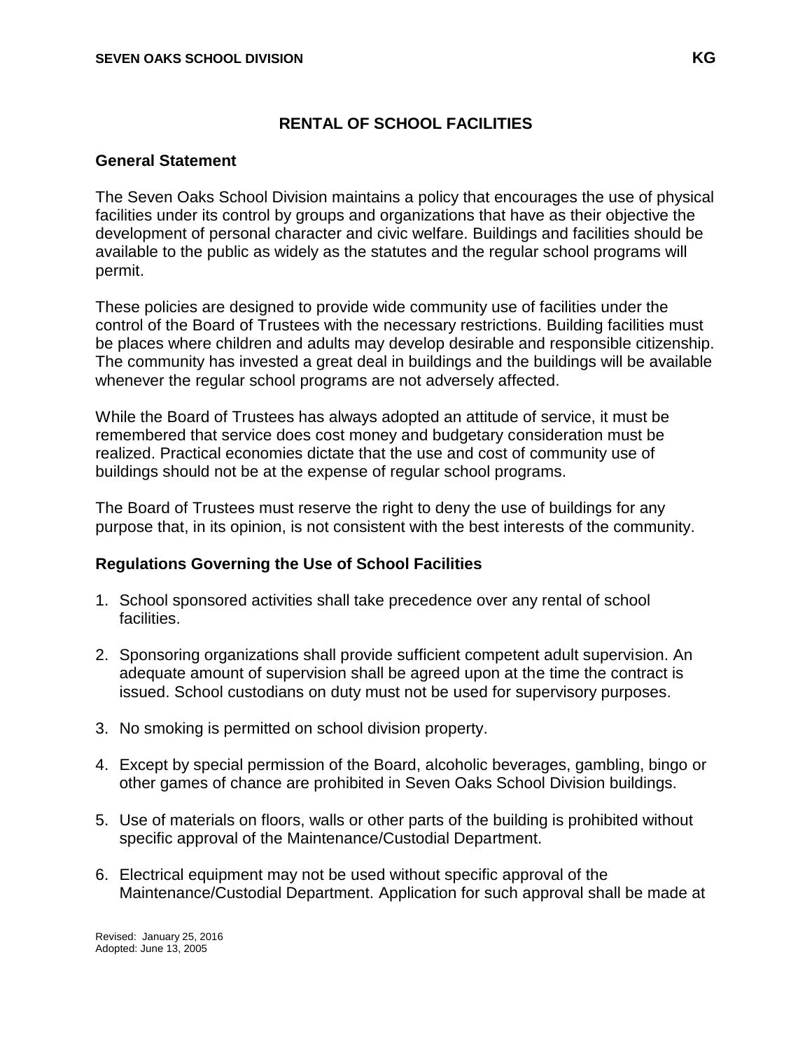# RENTAL OF SCHOOL FACILITIES

## General Statement

The Seven Oaks School Division maintains a policy that encourages the use of physical facilities under its control by groups and organizations that have as their objective the development of personal character and civic welfare. Buildings and facilities should be available to the public as widely as the statutes and the regular school programs will permit.

These policies are designed to provide wide community use of facilities under the control of the Board of Trustees with the necessary restrictions. Building facilities must be places where children and adults may develop desirable and responsible citizenship. The community has invested a great deal in buildings and the buildings will be available whenever the regular school programs are not adversely affected.

While the Board of Trustees has always adopted an attitude of service, it must be remembered that service does cost money and budgetary consideration must be realized. Practical economies dictate that the use and cost of community use of buildings should not be at the expense of regular school programs.

The Board of Trustees must reserve the right to deny the use of buildings for any purpose that, in its opinion, is not consistent with the best interests of the community.

## Regulations Governing the Use of School Facilities

1. School sponsored activities shall take precedence over any rental of school facilities.

2. Sponsoring organizations shall provide sufficient competent adult supervision. An adequate amount of supervision shall be agreed upon at the time the contract is issued. School custodians on duty must not be used for supervisory purposes.

3. No smoking is permitted on school division property.

4. Except by special permission of the Board, alcoholic beverages, gambling, bingo or other games of chance are prohibited in Seven Oaks School Division buildings.

5. Use of materials on floors, walls or other parts of the building is prohibited without specific approval of the Maintenance/Custodial Department.

6. Electrical equipment may not be used without specific approval of the Maintenance/Custodial Department. Application for such approval shall be made at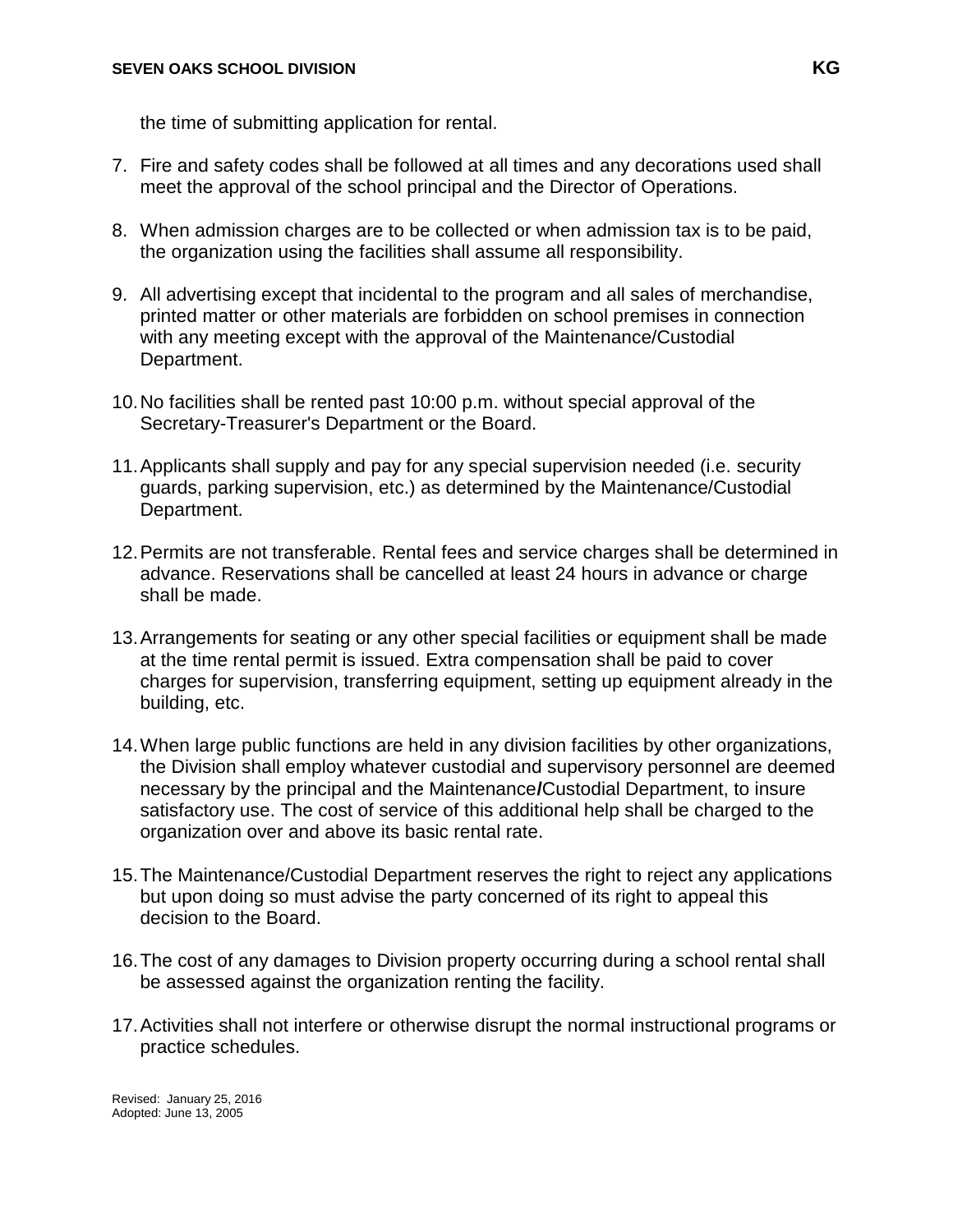the time of submitting application for rental.

7. Fire and safety codes shall be followed at all times and any decorations used shall meet the approval of the school principal and the Director of Operations.

8. When admission charges are to be collected or when admission tax is to be paid, the organization using the facilities shall assume all responsibility.

9. All advertising except that incidental to the program and all sales of merchandise, printed matter or other materials are forbidden on school premises in connection with any meeting except with the approval of the Maintenance/Custodial Department.

10. No facilities shall be rented past 10:00 p.m. without special approval of the Secretary-Treasurer's Department or the Board.

11. Applicants shall supply and pay for any special supervision needed (i.e. security guards, parking supervision, etc.) as determined by the Maintenance/Custodial Department.

12. Permits are not transferable. Rental fees and service charges shall be determined in advance. Reservations shall be cancelled at least 24 hours in advance or charge shall be made.

13. Arrangements for seating or any other special facilities or equipment shall be made at the time rental permit is issued. Extra compensation shall be paid to cover charges for supervision, transferring equipment, setting up equipment already in the building, etc.

14. When large public functions are held in any division facilities by other organizations, the Division shall employ whatever custodial and supervisory personnel are deemed necessary by the principal and the Maintenance/Custodial Department, to insure satisfactory use. The cost of service of this additional help shall be charged to the organization over and above its basic rental rate.

15. The Maintenance/Custodial Department reserves the right to reject any applications but upon doing so must advise the party concerned of its right to appeal this decision to the Board.

16. The cost of any damages to Division property occurring during a school rental shall be assessed against the organization renting the facility.

17. Activities shall not interfere or otherwise disrupt the normal instructional programs or practice schedules.

Revised: January 25, 2016
Adopted: June 13, 2005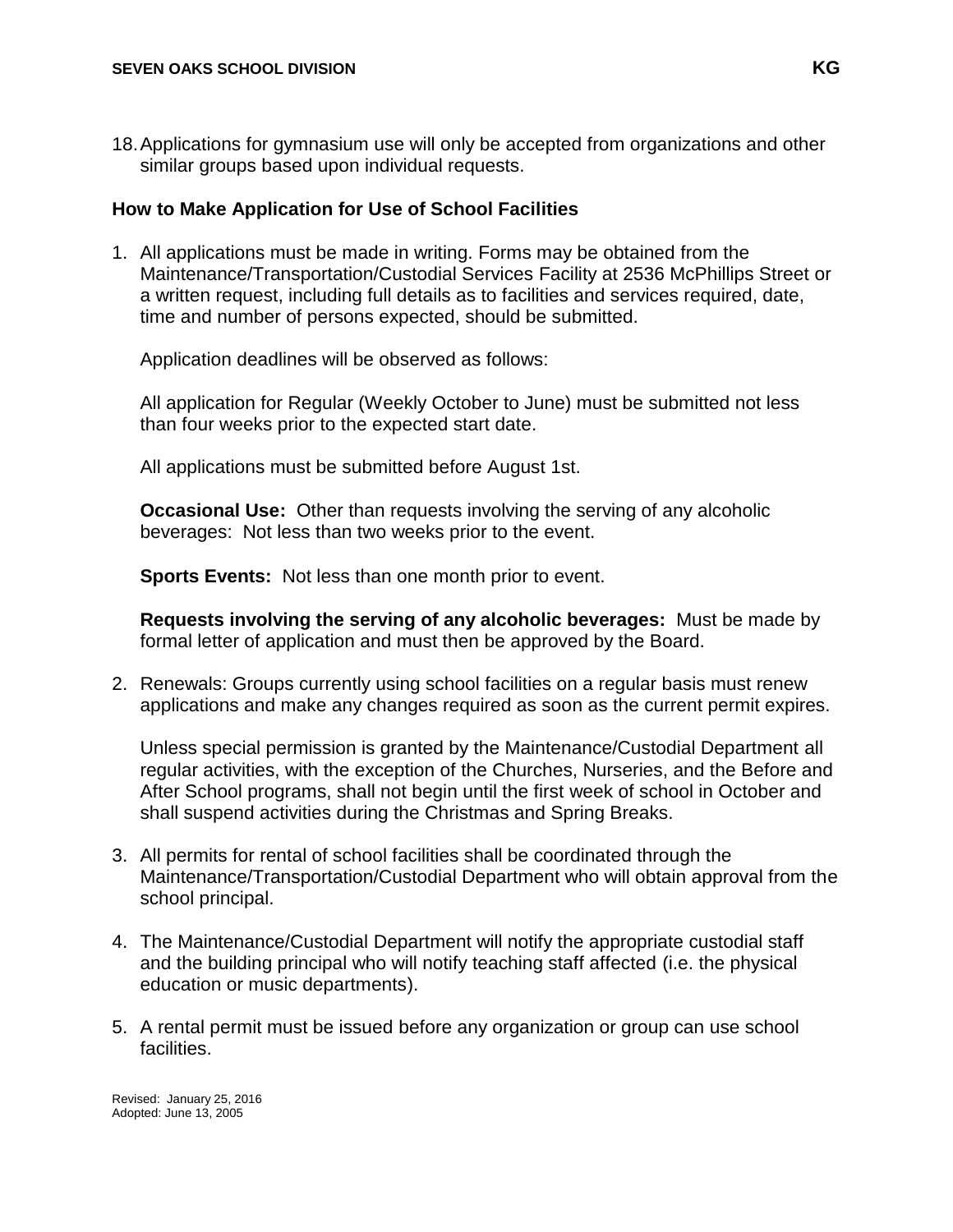18. Applications for gymnasium use will only be accepted from organizations and other similar groups based upon individual requests.

**How to Make Application for Use of School Facilities**

1. All applications must be made in writing. Forms may be obtained from the Maintenance/Transportation/Custodial Services Facility at 2536 McPhillips Street or a written request, including full details as to facilities and services required, date, time and number of persons expected, should be submitted.

   Application deadlines will be observed as follows:

   All application for Regular (Weekly October to June) must be submitted not less than four weeks prior to the expected start date.

   All applications must be submitted before August 1st.

   **Occasional Use:** Other than requests involving the serving of any alcoholic beverages: Not less than two weeks prior to the event.

   **Sports Events:** Not less than one month prior to event.

   **Requests involving the serving of any alcoholic beverages:** Must be made by formal letter of application and must then be approved by the Board.

2. Renewals: Groups currently using school facilities on a regular basis must renew applications and make any changes required as soon as the current permit expires.

   Unless special permission is granted by the Maintenance/Custodial Department all regular activities, with the exception of the Churches, Nurseries, and the Before and After School programs, shall not begin until the first week of school in October and shall suspend activities during the Christmas and Spring Breaks.

3. All permits for rental of school facilities shall be coordinated through the Maintenance/Transportation/Custodial Department who will obtain approval from the school principal.

4. The Maintenance/Custodial Department will notify the appropriate custodial staff and the building principal who will notify teaching staff affected (i.e. the physical education or music departments).

5. A rental permit must be issued before any organization or group can use school facilities.

Revised: January 25, 2016
Adopted: June 13, 2005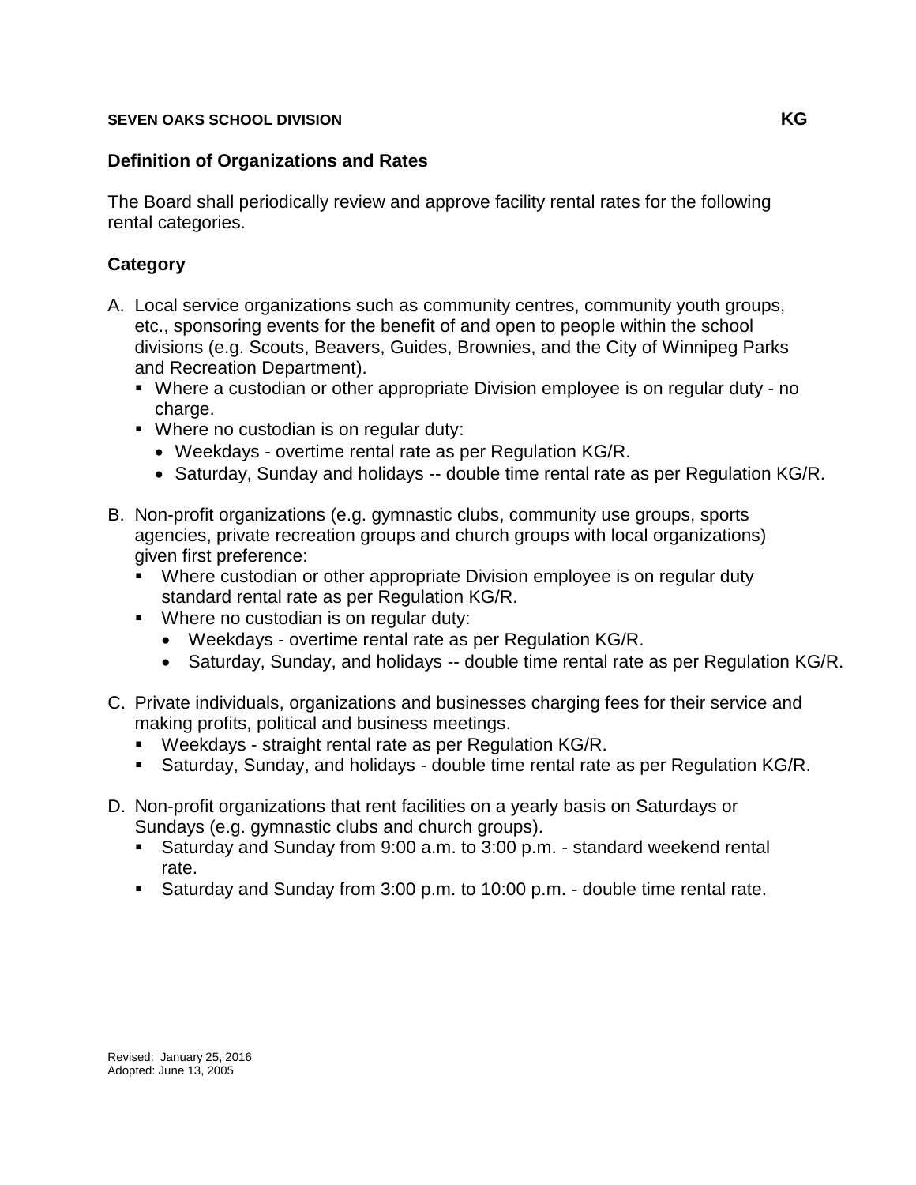**SEVEN OAKS SCHOOL DIVISION** **KG**

## Definition of Organizations and Rates

The Board shall periodically review and approve facility rental rates for the following rental categories.

### Category

A. Local service organizations such as community centres, community youth groups, etc., sponsoring events for the benefit of and open to people within the school divisions (e.g. Scouts, Beavers, Guides, Brownies, and the City of Winnipeg Parks and Recreation Department).
   - Where a custodian or other appropriate Division employee is on regular duty - no charge.
   - Where no custodian is on regular duty:
     - Weekdays - overtime rental rate as per Regulation KG/R.
     - Saturday, Sunday and holidays -- double time rental rate as per Regulation KG/R.

B. Non-profit organizations (e.g. gymnastic clubs, community use groups, sports agencies, private recreation groups and church groups with local organizations) given first preference:
   - Where custodian or other appropriate Division employee is on regular duty standard rental rate as per Regulation KG/R.
   - Where no custodian is on regular duty:
     - Weekdays - overtime rental rate as per Regulation KG/R.
     - Saturday, Sunday, and holidays -- double time rental rate as per Regulation KG/R.

C. Private individuals, organizations and businesses charging fees for their service and making profits, political and business meetings.
   - Weekdays - straight rental rate as per Regulation KG/R.
   - Saturday, Sunday, and holidays - double time rental rate as per Regulation KG/R.

D. Non-profit organizations that rent facilities on a yearly basis on Saturdays or Sundays (e.g. gymnastic clubs and church groups).
   - Saturday and Sunday from 9:00 a.m. to 3:00 p.m. - standard weekend rental rate.
   - Saturday and Sunday from 3:00 p.m. to 10:00 p.m. - double time rental rate.

Revised: January 25, 2016
Adopted: June 13, 2005